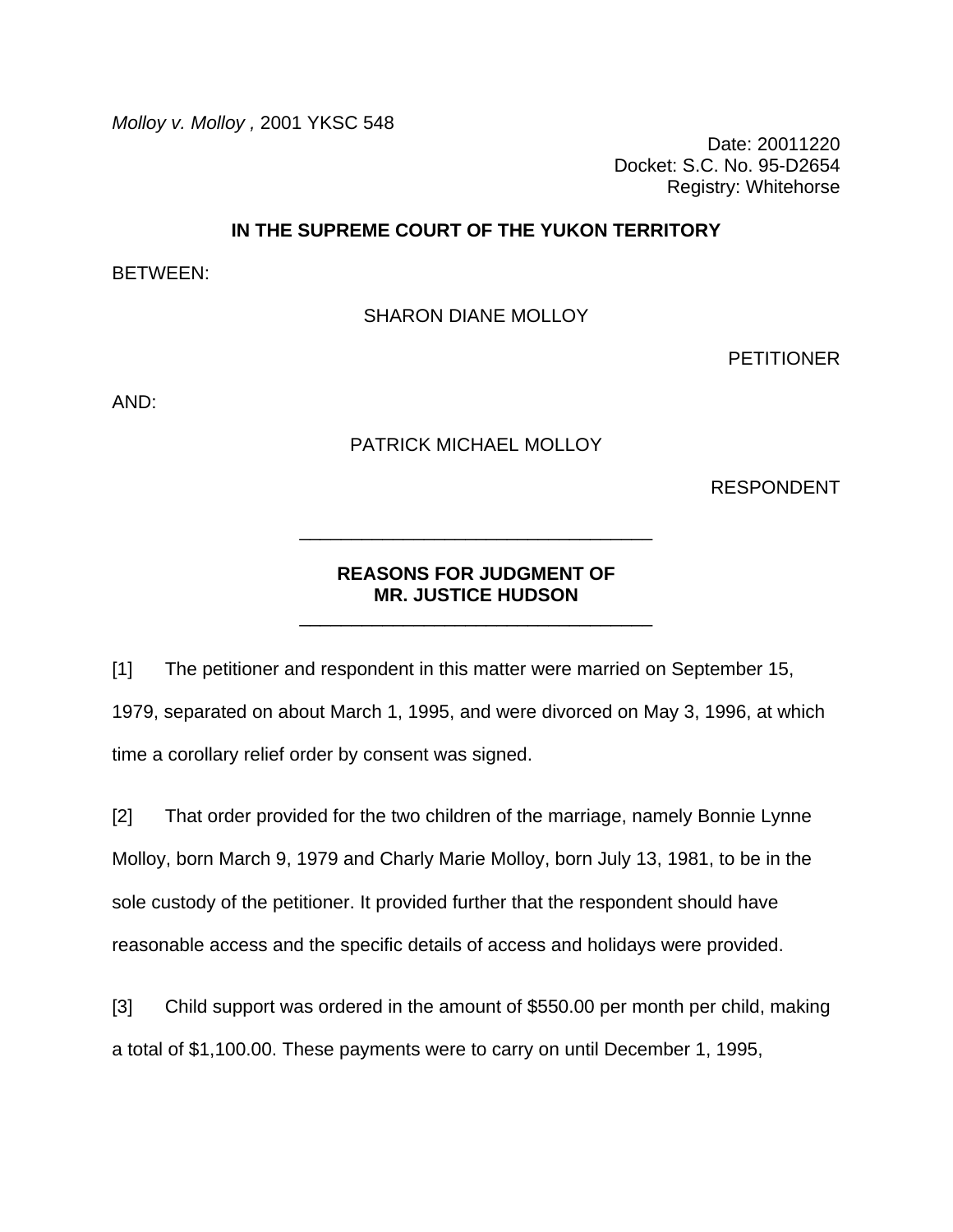*Molloy v. Molloy* , 2001 YKSC 548

Date: 20011220
Docket: S.C. No. 95-D2654
Registry: Whitehorse

**IN THE SUPREME COURT OF THE YUKON TERRITORY**

BETWEEN:

SHARON DIANE MOLLOY

PETITIONER

AND:

PATRICK MICHAEL MOLLOY

RESPONDENT

---

**REASONS FOR JUDGMENT OF**
**MR. JUSTICE HUDSON**

---

[1] The petitioner and respondent in this matter were married on September 15, 1979, separated on about March 1, 1995, and were divorced on May 3, 1996, at which time a corollary relief order by consent was signed.

[2] That order provided for the two children of the marriage, namely Bonnie Lynne Molloy, born March 9, 1979 and Charly Marie Molloy, born July 13, 1981, to be in the sole custody of the petitioner. It provided further that the respondent should have reasonable access and the specific details of access and holidays were provided.

[3] Child support was ordered in the amount of $550.00 per month per child, making a total of $1,100.00. These payments were to carry on until December 1, 1995,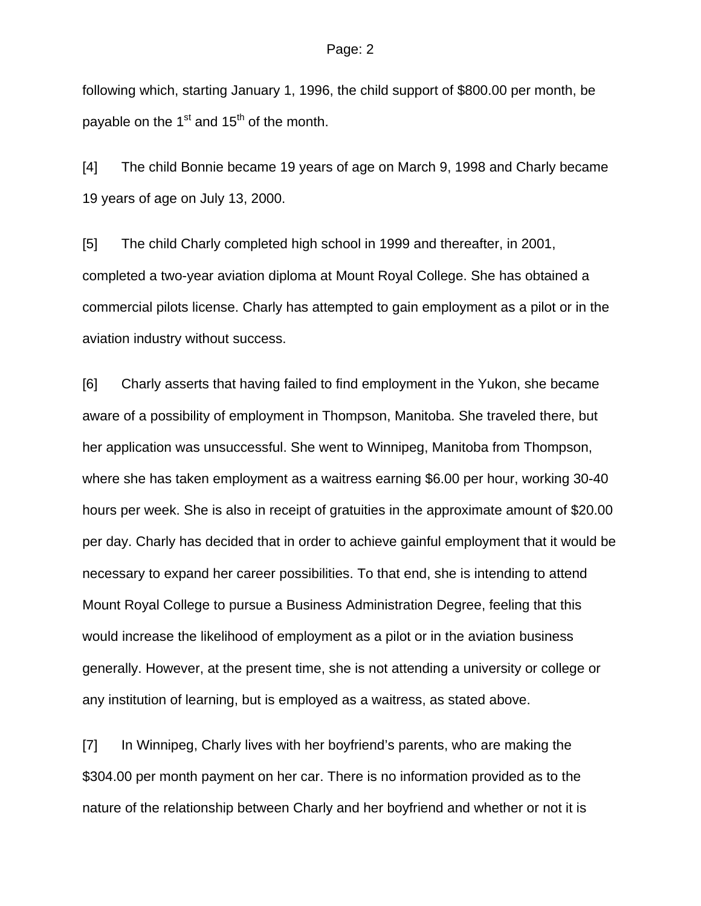following which, starting January 1, 1996, the child support of $800.00 per month, be payable on the 1st and 15th of the month.

[4] The child Bonnie became 19 years of age on March 9, 1998 and Charly became 19 years of age on July 13, 2000.

[5] The child Charly completed high school in 1999 and thereafter, in 2001, completed a two-year aviation diploma at Mount Royal College. She has obtained a commercial pilots license. Charly has attempted to gain employment as a pilot or in the aviation industry without success.

[6] Charly asserts that having failed to find employment in the Yukon, she became aware of a possibility of employment in Thompson, Manitoba. She traveled there, but her application was unsuccessful. She went to Winnipeg, Manitoba from Thompson, where she has taken employment as a waitress earning $6.00 per hour, working 30-40 hours per week. She is also in receipt of gratuities in the approximate amount of $20.00 per day. Charly has decided that in order to achieve gainful employment that it would be necessary to expand her career possibilities. To that end, she is intending to attend Mount Royal College to pursue a Business Administration Degree, feeling that this would increase the likelihood of employment as a pilot or in the aviation business generally. However, at the present time, she is not attending a university or college or any institution of learning, but is employed as a waitress, as stated above.

[7] In Winnipeg, Charly lives with her boyfriend's parents, who are making the $304.00 per month payment on her car. There is no information provided as to the nature of the relationship between Charly and her boyfriend and whether or not it is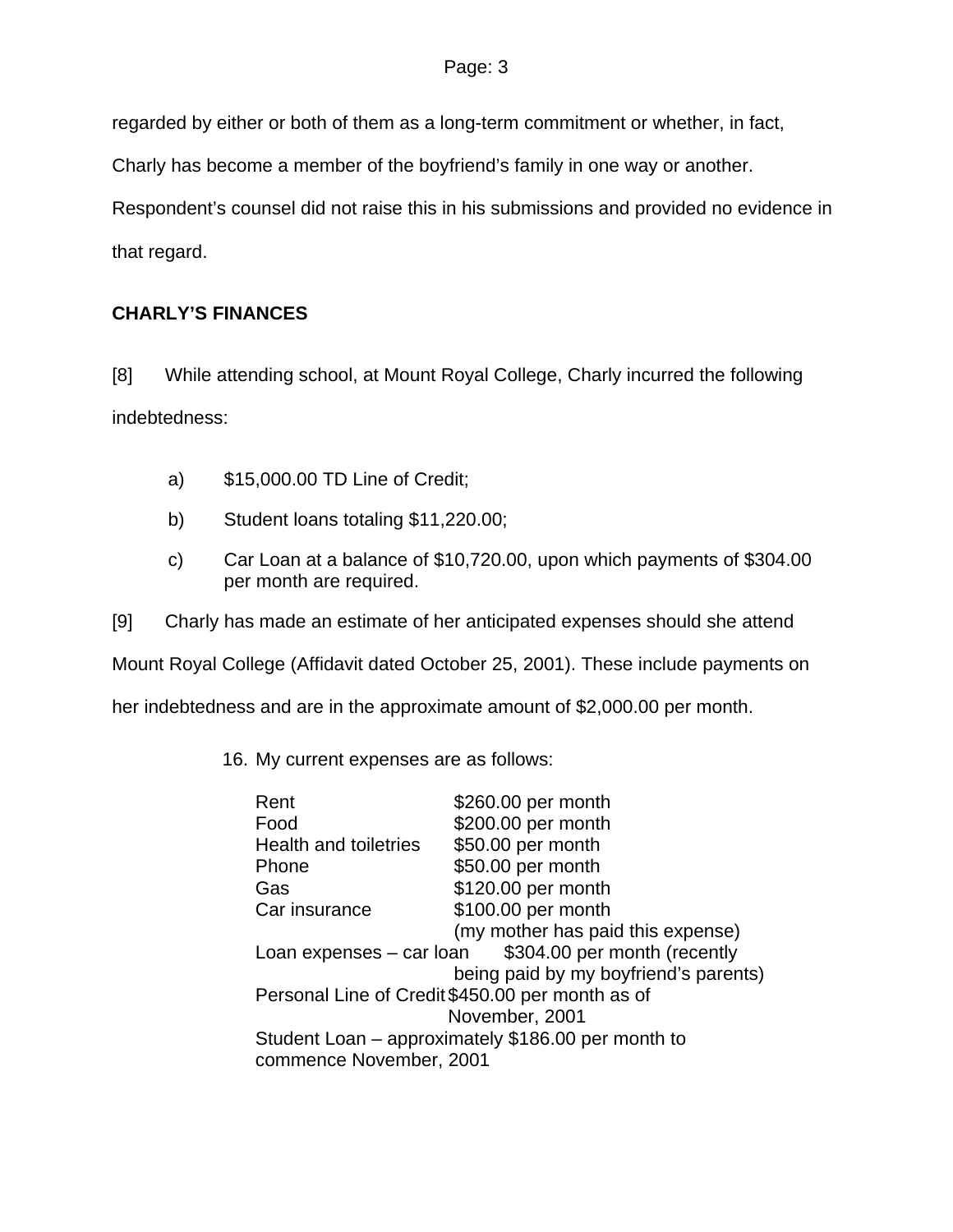regarded by either or both of them as a long-term commitment or whether, in fact, Charly has become a member of the boyfriend's family in one way or another. Respondent's counsel did not raise this in his submissions and provided no evidence in that regard.

**CHARLY'S FINANCES**

[8] While attending school, at Mount Royal College, Charly incurred the following indebtedness:

a) $15,000.00 TD Line of Credit;

b) Student loans totaling $11,220.00;

c) Car Loan at a balance of $10,720.00, upon which payments of $304.00 per month are required.

[9] Charly has made an estimate of her anticipated expenses should she attend Mount Royal College (Affidavit dated October 25, 2001). These include payments on her indebtedness and are in the approximate amount of $2,000.00 per month.

> 16. My current expenses are as follows:
>
> | | |
> |---|---|
> | Rent | $260.00 per month |
> | Food | $200.00 per month |
> | Health and toiletries | $50.00 per month |
> | Phone | $50.00 per month |
> | Gas | $120.00 per month |
> | Car insurance | $100.00 per month (my mother has paid this expense) |
> | Loan expenses – car loan | $304.00 per month (recently being paid by my boyfriend's parents) |
> | Personal Line of Credit | $450.00 per month as of November, 2001 |
>
> Student Loan – approximately $186.00 per month to commence November, 2001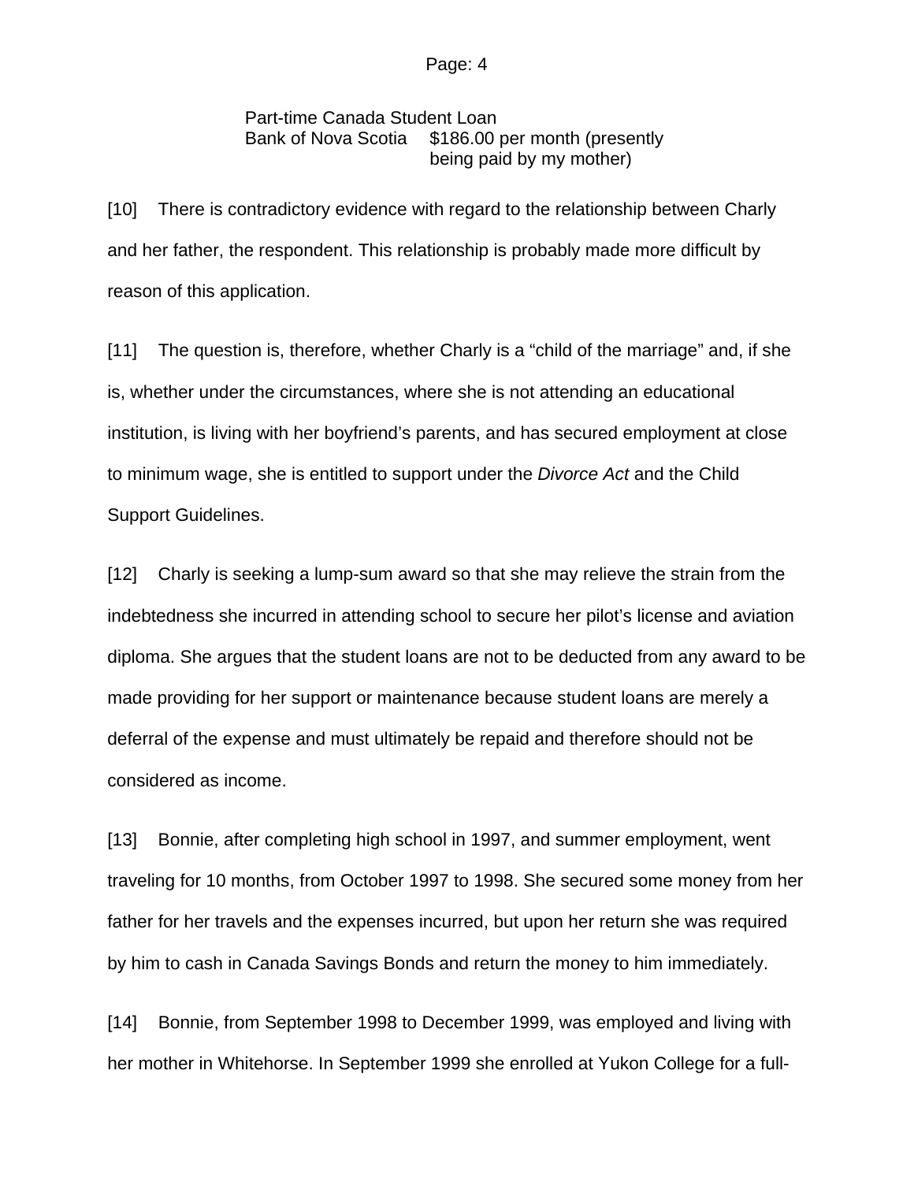Part-time Canada Student Loan
Bank of Nova Scotia    $186.00 per month (presently being paid by my mother)

[10] There is contradictory evidence with regard to the relationship between Charly and her father, the respondent. This relationship is probably made more difficult by reason of this application.

[11] The question is, therefore, whether Charly is a “child of the marriage” and, if she is, whether under the circumstances, where she is not attending an educational institution, is living with her boyfriend’s parents, and has secured employment at close to minimum wage, she is entitled to support under the *Divorce Act* and the Child Support Guidelines.

[12] Charly is seeking a lump-sum award so that she may relieve the strain from the indebtedness she incurred in attending school to secure her pilot’s license and aviation diploma. She argues that the student loans are not to be deducted from any award to be made providing for her support or maintenance because student loans are merely a deferral of the expense and must ultimately be repaid and therefore should not be considered as income.

[13] Bonnie, after completing high school in 1997, and summer employment, went traveling for 10 months, from October 1997 to 1998. She secured some money from her father for her travels and the expenses incurred, but upon her return she was required by him to cash in Canada Savings Bonds and return the money to him immediately.

[14] Bonnie, from September 1998 to December 1999, was employed and living with her mother in Whitehorse. In September 1999 she enrolled at Yukon College for a full-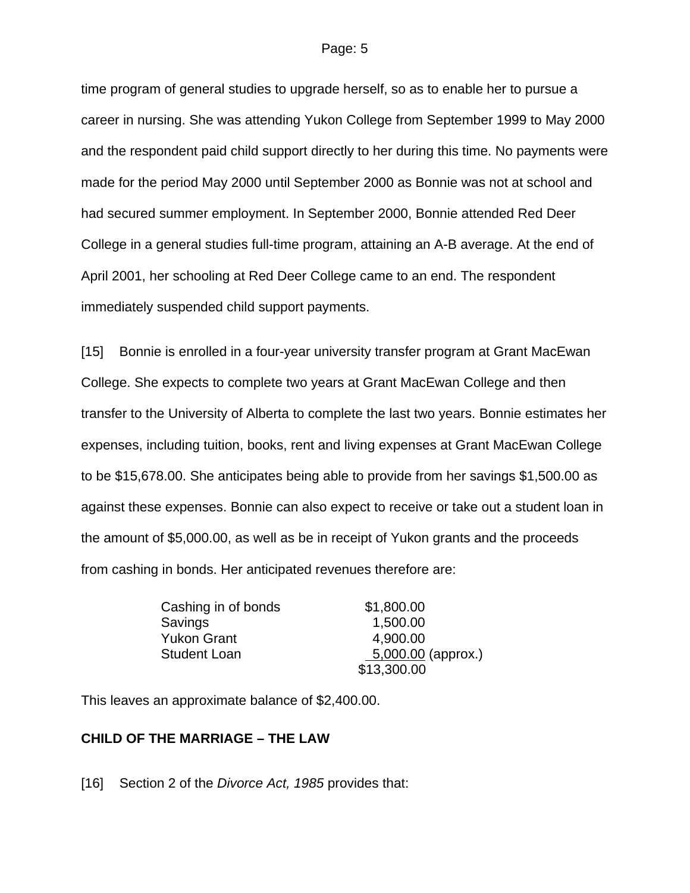time program of general studies to upgrade herself, so as to enable her to pursue a career in nursing. She was attending Yukon College from September 1999 to May 2000 and the respondent paid child support directly to her during this time. No payments were made for the period May 2000 until September 2000 as Bonnie was not at school and had secured summer employment. In September 2000, Bonnie attended Red Deer College in a general studies full-time program, attaining an A-B average. At the end of April 2001, her schooling at Red Deer College came to an end. The respondent immediately suspended child support payments.

[15] Bonnie is enrolled in a four-year university transfer program at Grant MacEwan College. She expects to complete two years at Grant MacEwan College and then transfer to the University of Alberta to complete the last two years. Bonnie estimates her expenses, including tuition, books, rent and living expenses at Grant MacEwan College to be $15,678.00. She anticipates being able to provide from her savings $1,500.00 as against these expenses. Bonnie can also expect to receive or take out a student loan in the amount of $5,000.00, as well as be in receipt of Yukon grants and the proceeds from cashing in bonds. Her anticipated revenues therefore are:

| | |
|---|---|
| Cashing in of bonds | $1,800.00 |
| Savings | 1,500.00 |
| Yukon Grant | 4,900.00 |
| Student Loan | 5,000.00 (approx.) |
| | $13,300.00 |

This leaves an approximate balance of $2,400.00.

**CHILD OF THE MARRIAGE – THE LAW**

[16] Section 2 of the *Divorce Act, 1985* provides that: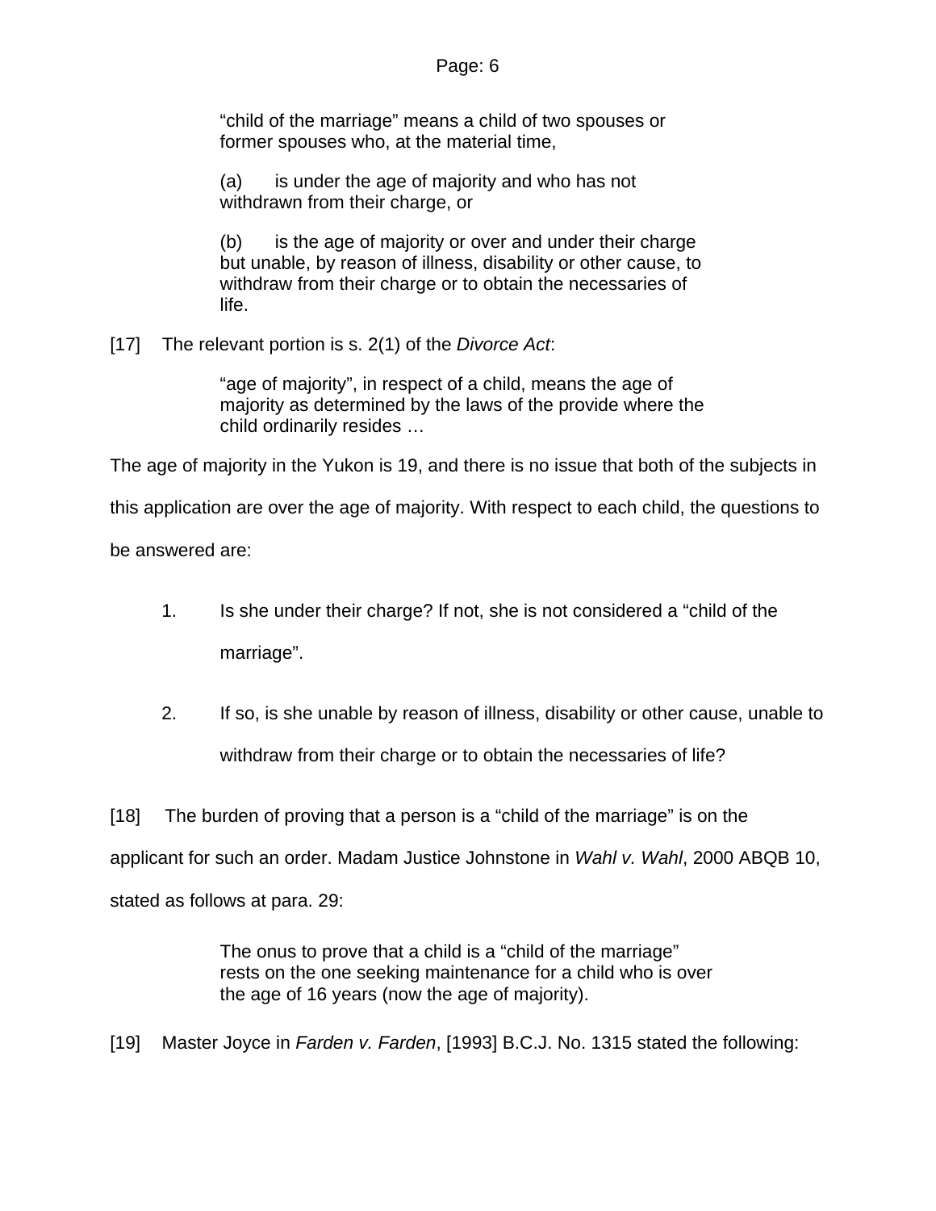> “child of the marriage” means a child of two spouses or former spouses who, at the material time,
>
> (a) is under the age of majority and who has not withdrawn from their charge, or
>
> (b) is the age of majority or over and under their charge but unable, by reason of illness, disability or other cause, to withdraw from their charge or to obtain the necessaries of life.

[17] The relevant portion is s. 2(1) of the *Divorce Act*:

> “age of majority”, in respect of a child, means the age of majority as determined by the laws of the provide where the child ordinarily resides …

The age of majority in the Yukon is 19, and there is no issue that both of the subjects in this application are over the age of majority. With respect to each child, the questions to be answered are:

1. Is she under their charge? If not, she is not considered a “child of the marriage”.

2. If so, is she unable by reason of illness, disability or other cause, unable to withdraw from their charge or to obtain the necessaries of life?

[18] The burden of proving that a person is a “child of the marriage” is on the applicant for such an order. Madam Justice Johnstone in *Wahl v. Wahl*, 2000 ABQB 10, stated as follows at para. 29:

> The onus to prove that a child is a “child of the marriage” rests on the one seeking maintenance for a child who is over the age of 16 years (now the age of majority).

[19] Master Joyce in *Farden v. Farden*, [1993] B.C.J. No. 1315 stated the following: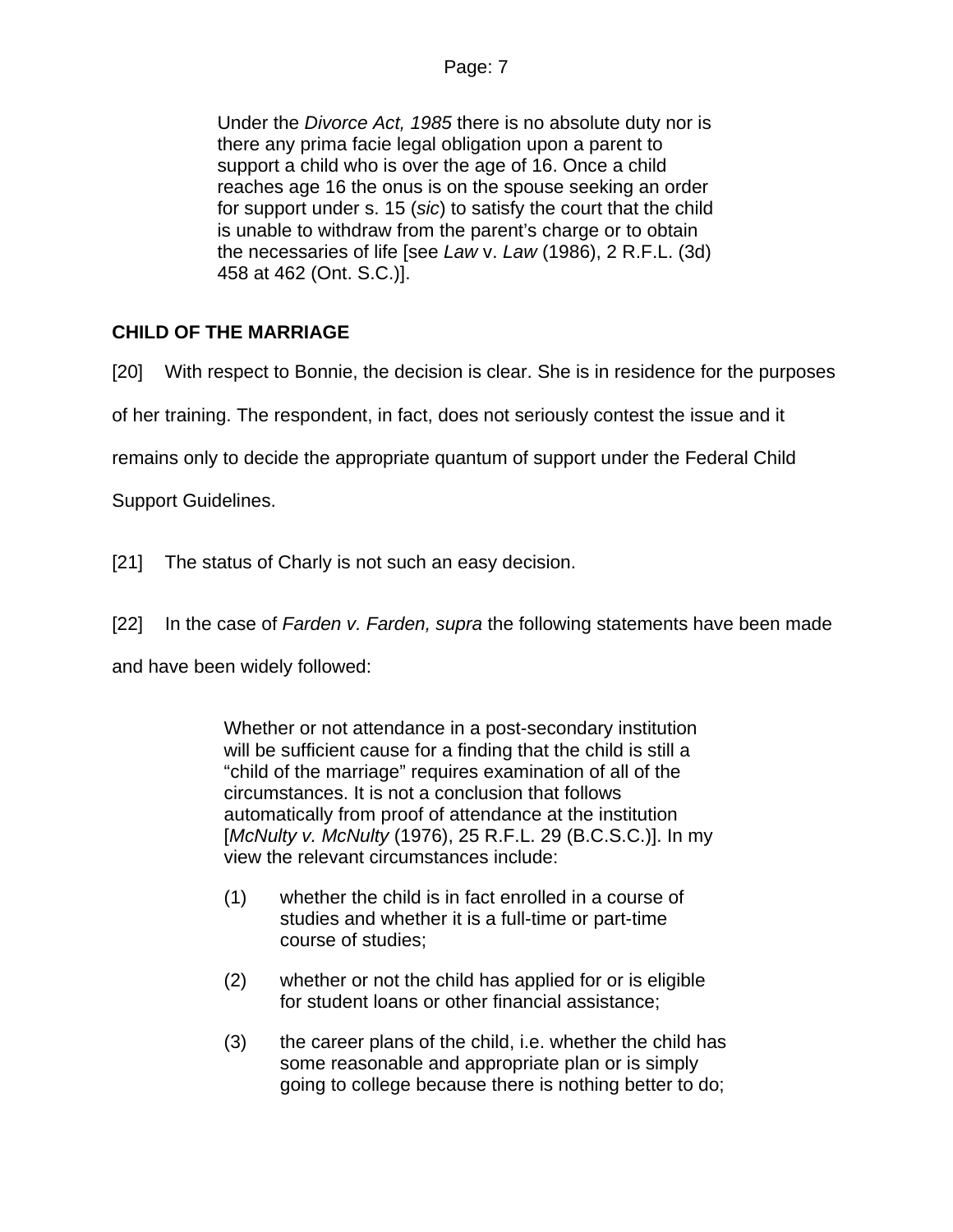> Under the *Divorce Act, 1985* there is no absolute duty nor is there any prima facie legal obligation upon a parent to support a child who is over the age of 16. Once a child reaches age 16 the onus is on the spouse seeking an order for support under s. 15 (*sic*) to satisfy the court that the child is unable to withdraw from the parent's charge or to obtain the necessaries of life [see *Law* v. *Law* (1986), 2 R.F.L. (3d) 458 at 462 (Ont. S.C.)].

**CHILD OF THE MARRIAGE**

[20] With respect to Bonnie, the decision is clear. She is in residence for the purposes of her training. The respondent, in fact, does not seriously contest the issue and it remains only to decide the appropriate quantum of support under the Federal Child Support Guidelines.

[21] The status of Charly is not such an easy decision.

[22] In the case of *Farden v. Farden, supra* the following statements have been made and have been widely followed:

> Whether or not attendance in a post-secondary institution will be sufficient cause for a finding that the child is still a "child of the marriage" requires examination of all of the circumstances. It is not a conclusion that follows automatically from proof of attendance at the institution [*McNulty v. McNulty* (1976), 25 R.F.L. 29 (B.C.S.C.)]. In my view the relevant circumstances include:
>
> (1) whether the child is in fact enrolled in a course of studies and whether it is a full-time or part-time course of studies;
>
> (2) whether or not the child has applied for or is eligible for student loans or other financial assistance;
>
> (3) the career plans of the child, i.e. whether the child has some reasonable and appropriate plan or is simply going to college because there is nothing better to do;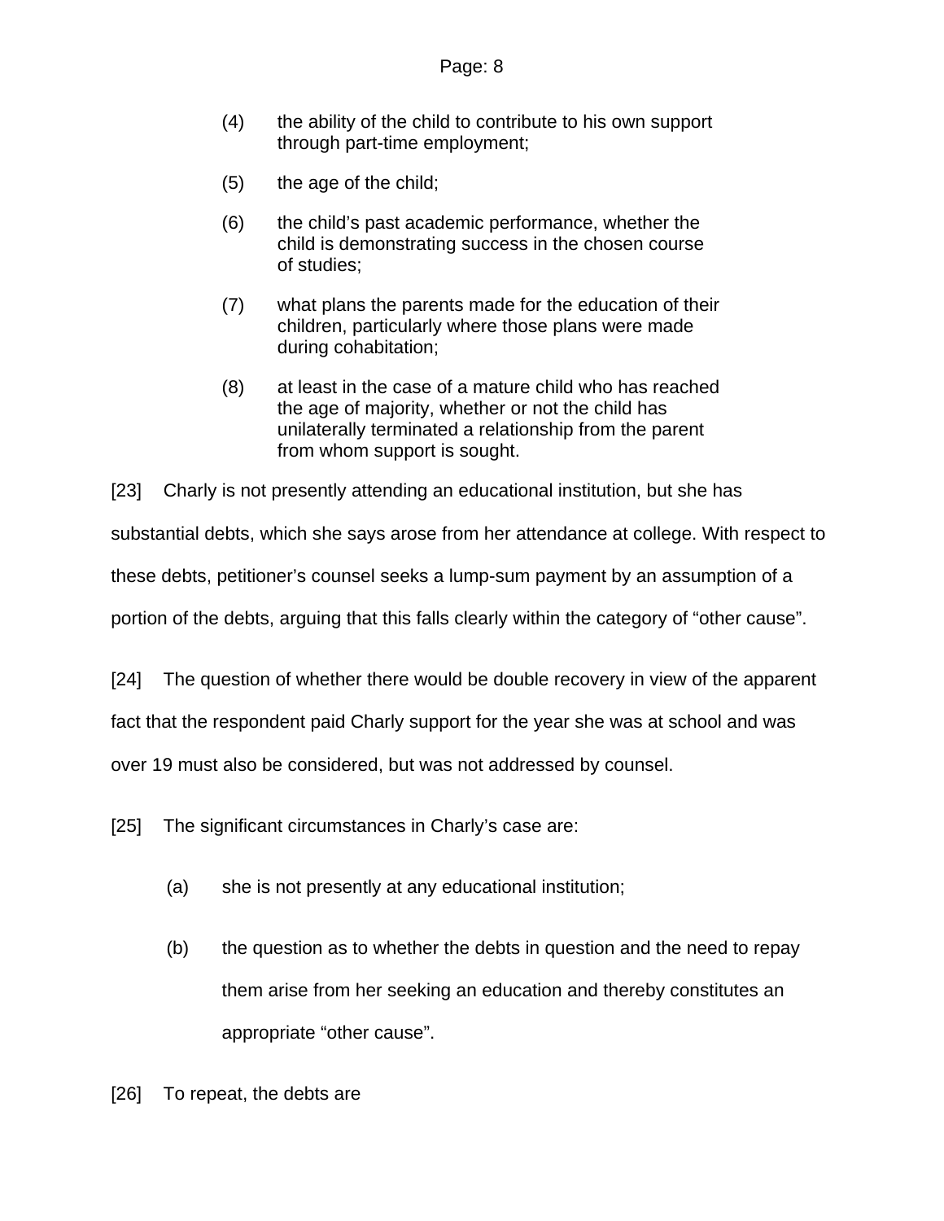(4) the ability of the child to contribute to his own support through part-time employment;

(5) the age of the child;

(6) the child's past academic performance, whether the child is demonstrating success in the chosen course of studies;

(7) what plans the parents made for the education of their children, particularly where those plans were made during cohabitation;

(8) at least in the case of a mature child who has reached the age of majority, whether or not the child has unilaterally terminated a relationship from the parent from whom support is sought.

[23] Charly is not presently attending an educational institution, but she has substantial debts, which she says arose from her attendance at college. With respect to these debts, petitioner's counsel seeks a lump-sum payment by an assumption of a portion of the debts, arguing that this falls clearly within the category of "other cause".

[24] The question of whether there would be double recovery in view of the apparent fact that the respondent paid Charly support for the year she was at school and was over 19 must also be considered, but was not addressed by counsel.

[25] The significant circumstances in Charly's case are:

(a) she is not presently at any educational institution;

(b) the question as to whether the debts in question and the need to repay them arise from her seeking an education and thereby constitutes an appropriate "other cause".

[26] To repeat, the debts are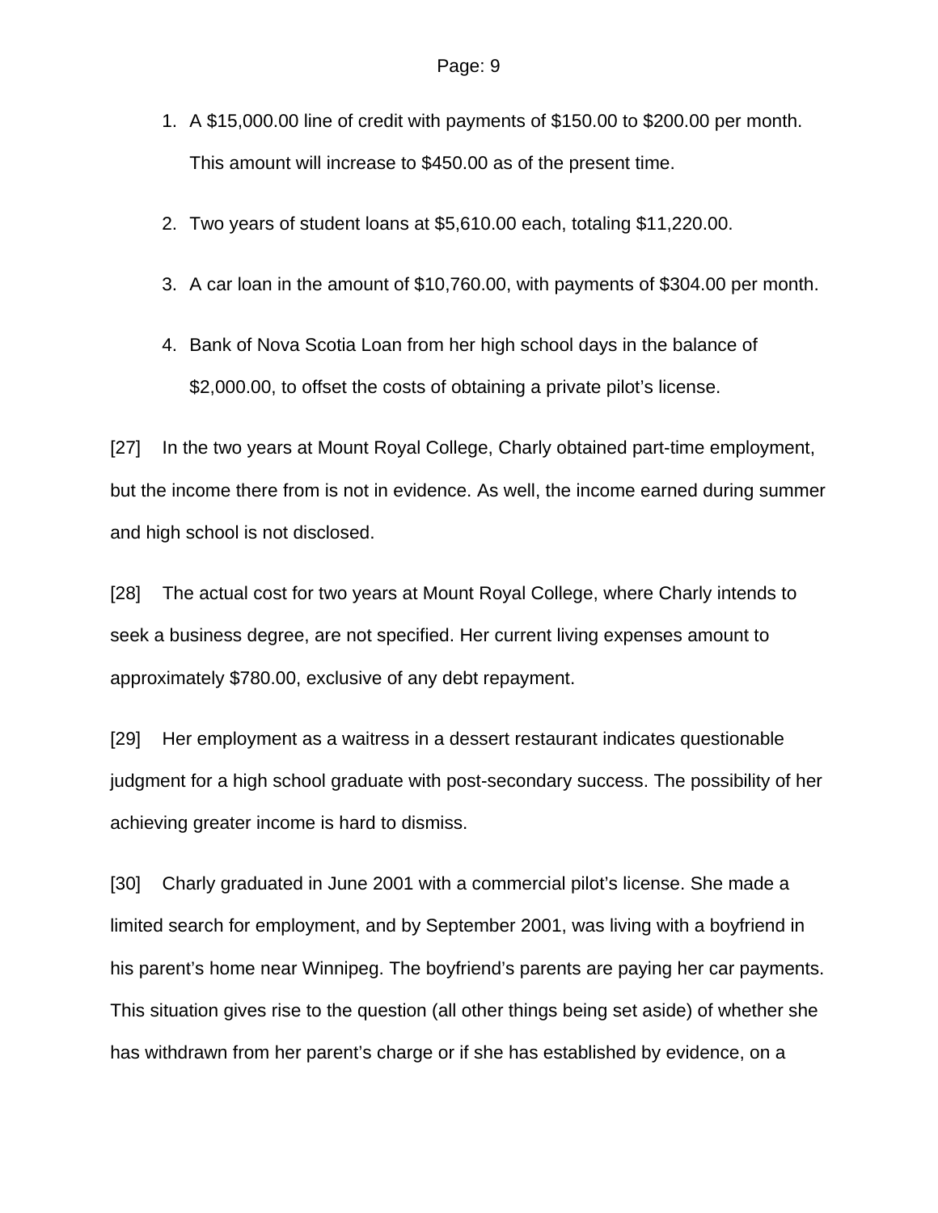1. A $15,000.00 line of credit with payments of $150.00 to $200.00 per month. This amount will increase to $450.00 as of the present time.

2. Two years of student loans at $5,610.00 each, totaling $11,220.00.

3. A car loan in the amount of $10,760.00, with payments of $304.00 per month.

4. Bank of Nova Scotia Loan from her high school days in the balance of $2,000.00, to offset the costs of obtaining a private pilot's license.

[27] In the two years at Mount Royal College, Charly obtained part-time employment, but the income there from is not in evidence. As well, the income earned during summer and high school is not disclosed.

[28] The actual cost for two years at Mount Royal College, where Charly intends to seek a business degree, are not specified. Her current living expenses amount to approximately $780.00, exclusive of any debt repayment.

[29] Her employment as a waitress in a dessert restaurant indicates questionable judgment for a high school graduate with post-secondary success. The possibility of her achieving greater income is hard to dismiss.

[30] Charly graduated in June 2001 with a commercial pilot's license. She made a limited search for employment, and by September 2001, was living with a boyfriend in his parent's home near Winnipeg. The boyfriend's parents are paying her car payments. This situation gives rise to the question (all other things being set aside) of whether she has withdrawn from her parent's charge or if she has established by evidence, on a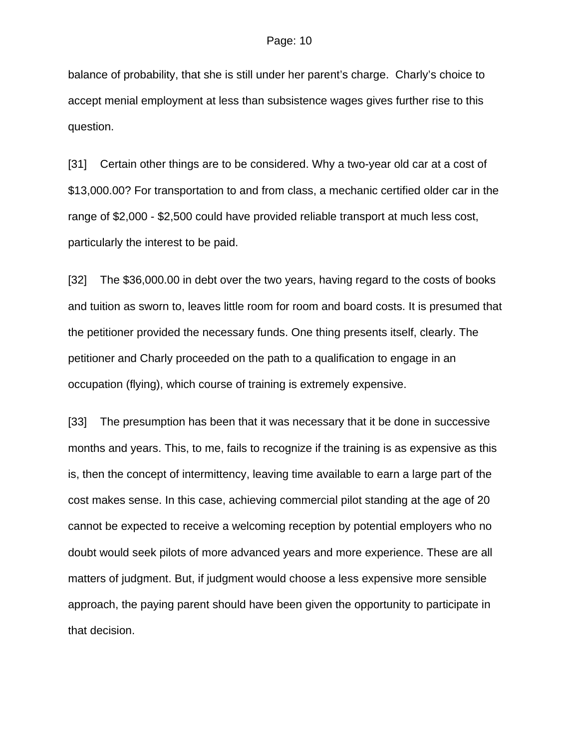balance of probability, that she is still under her parent's charge. Charly's choice to accept menial employment at less than subsistence wages gives further rise to this question.

[31] Certain other things are to be considered. Why a two-year old car at a cost of $13,000.00? For transportation to and from class, a mechanic certified older car in the range of $2,000 - $2,500 could have provided reliable transport at much less cost, particularly the interest to be paid.

[32] The $36,000.00 in debt over the two years, having regard to the costs of books and tuition as sworn to, leaves little room for room and board costs. It is presumed that the petitioner provided the necessary funds. One thing presents itself, clearly. The petitioner and Charly proceeded on the path to a qualification to engage in an occupation (flying), which course of training is extremely expensive.

[33] The presumption has been that it was necessary that it be done in successive months and years. This, to me, fails to recognize if the training is as expensive as this is, then the concept of intermittency, leaving time available to earn a large part of the cost makes sense. In this case, achieving commercial pilot standing at the age of 20 cannot be expected to receive a welcoming reception by potential employers who no doubt would seek pilots of more advanced years and more experience. These are all matters of judgment. But, if judgment would choose a less expensive more sensible approach, the paying parent should have been given the opportunity to participate in that decision.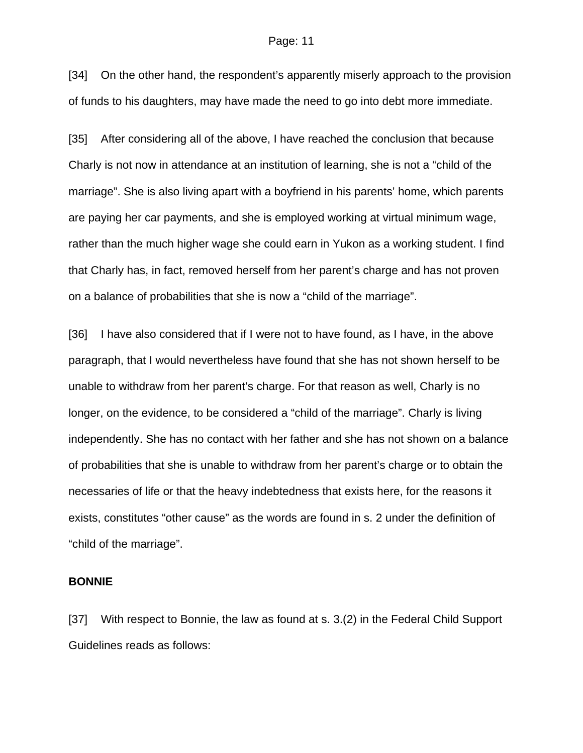[34] On the other hand, the respondent's apparently miserly approach to the provision of funds to his daughters, may have made the need to go into debt more immediate.

[35] After considering all of the above, I have reached the conclusion that because Charly is not now in attendance at an institution of learning, she is not a "child of the marriage". She is also living apart with a boyfriend in his parents' home, which parents are paying her car payments, and she is employed working at virtual minimum wage, rather than the much higher wage she could earn in Yukon as a working student. I find that Charly has, in fact, removed herself from her parent's charge and has not proven on a balance of probabilities that she is now a "child of the marriage".

[36] I have also considered that if I were not to have found, as I have, in the above paragraph, that I would nevertheless have found that she has not shown herself to be unable to withdraw from her parent's charge. For that reason as well, Charly is no longer, on the evidence, to be considered a "child of the marriage". Charly is living independently. She has no contact with her father and she has not shown on a balance of probabilities that she is unable to withdraw from her parent's charge or to obtain the necessaries of life or that the heavy indebtedness that exists here, for the reasons it exists, constitutes "other cause" as the words are found in s. 2 under the definition of "child of the marriage".

**BONNIE**

[37] With respect to Bonnie, the law as found at s. 3.(2) in the Federal Child Support Guidelines reads as follows: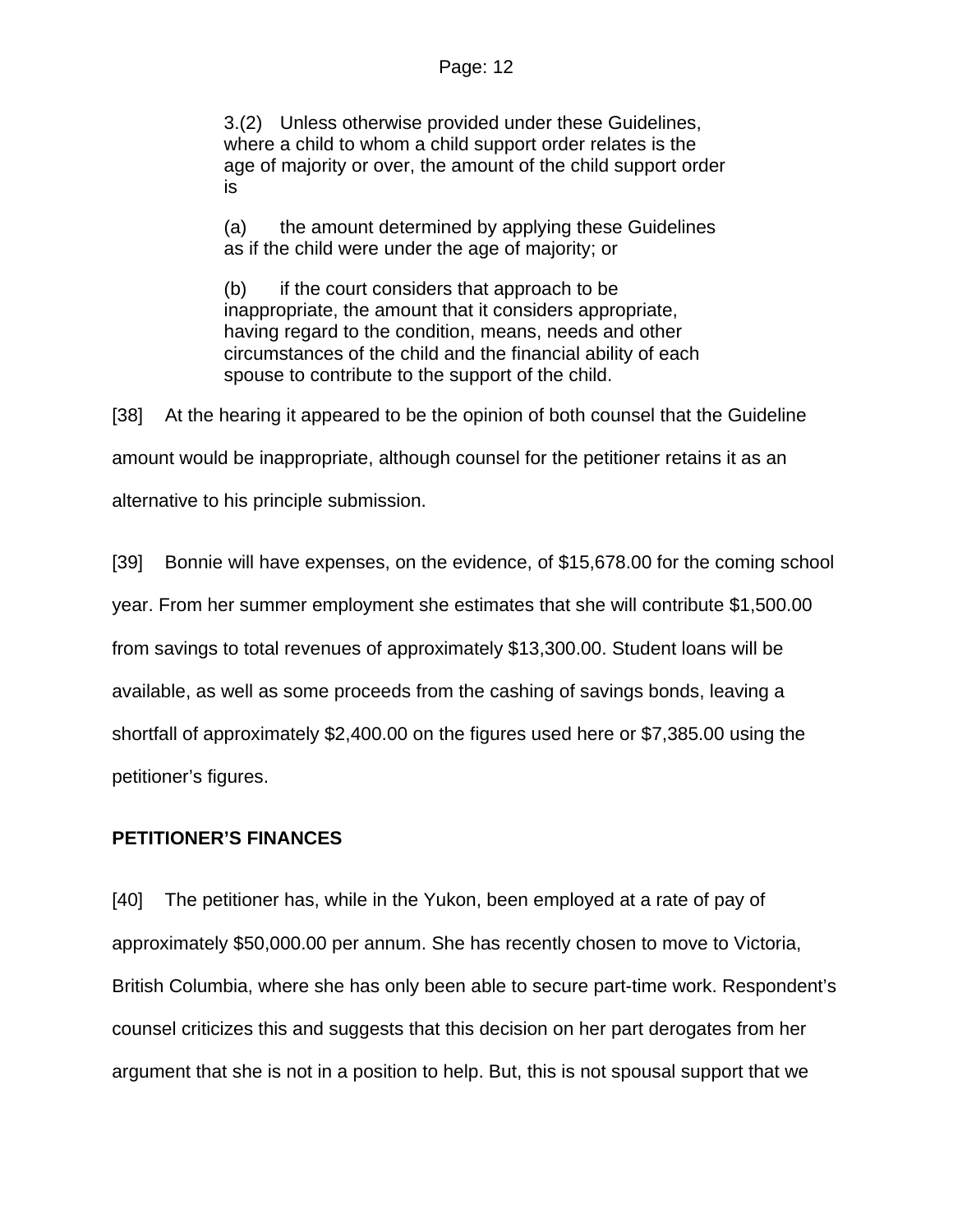> 3.(2) Unless otherwise provided under these Guidelines, where a child to whom a child support order relates is the age of majority or over, the amount of the child support order is
>
> (a) the amount determined by applying these Guidelines as if the child were under the age of majority; or
>
> (b) if the court considers that approach to be inappropriate, the amount that it considers appropriate, having regard to the condition, means, needs and other circumstances of the child and the financial ability of each spouse to contribute to the support of the child.

[38] At the hearing it appeared to be the opinion of both counsel that the Guideline amount would be inappropriate, although counsel for the petitioner retains it as an alternative to his principle submission.

[39] Bonnie will have expenses, on the evidence, of $15,678.00 for the coming school year. From her summer employment she estimates that she will contribute $1,500.00 from savings to total revenues of approximately $13,300.00. Student loans will be available, as well as some proceeds from the cashing of savings bonds, leaving a shortfall of approximately $2,400.00 on the figures used here or $7,385.00 using the petitioner's figures.

**PETITIONER'S FINANCES**

[40] The petitioner has, while in the Yukon, been employed at a rate of pay of approximately $50,000.00 per annum. She has recently chosen to move to Victoria, British Columbia, where she has only been able to secure part-time work. Respondent's counsel criticizes this and suggests that this decision on her part derogates from her argument that she is not in a position to help. But, this is not spousal support that we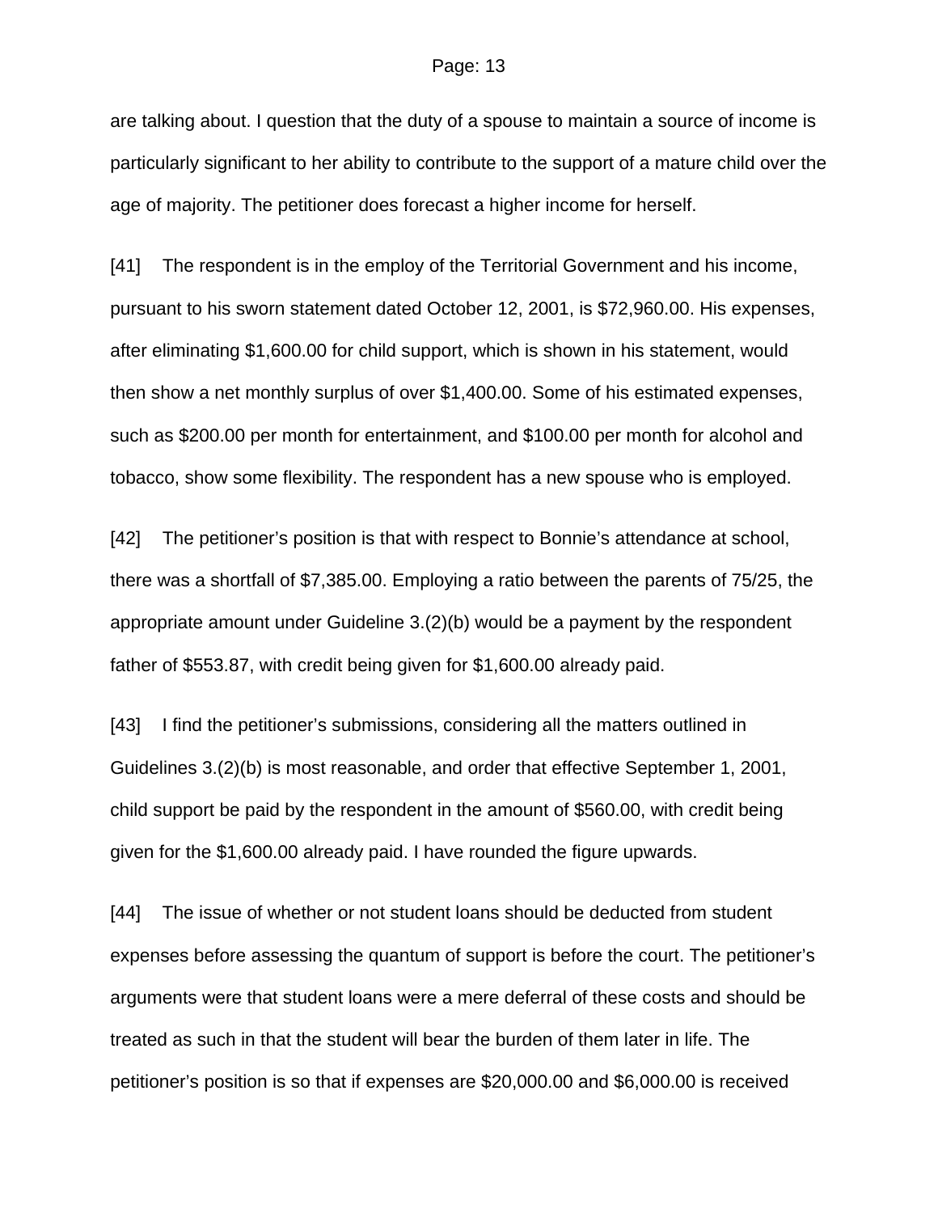are talking about. I question that the duty of a spouse to maintain a source of income is particularly significant to her ability to contribute to the support of a mature child over the age of majority. The petitioner does forecast a higher income for herself.

[41] The respondent is in the employ of the Territorial Government and his income, pursuant to his sworn statement dated October 12, 2001, is $72,960.00. His expenses, after eliminating $1,600.00 for child support, which is shown in his statement, would then show a net monthly surplus of over $1,400.00. Some of his estimated expenses, such as $200.00 per month for entertainment, and $100.00 per month for alcohol and tobacco, show some flexibility. The respondent has a new spouse who is employed.

[42] The petitioner's position is that with respect to Bonnie's attendance at school, there was a shortfall of $7,385.00. Employing a ratio between the parents of 75/25, the appropriate amount under Guideline 3.(2)(b) would be a payment by the respondent father of $553.87, with credit being given for $1,600.00 already paid.

[43] I find the petitioner's submissions, considering all the matters outlined in Guidelines 3.(2)(b) is most reasonable, and order that effective September 1, 2001, child support be paid by the respondent in the amount of $560.00, with credit being given for the $1,600.00 already paid. I have rounded the figure upwards.

[44] The issue of whether or not student loans should be deducted from student expenses before assessing the quantum of support is before the court. The petitioner's arguments were that student loans were a mere deferral of these costs and should be treated as such in that the student will bear the burden of them later in life. The petitioner's position is so that if expenses are $20,000.00 and $6,000.00 is received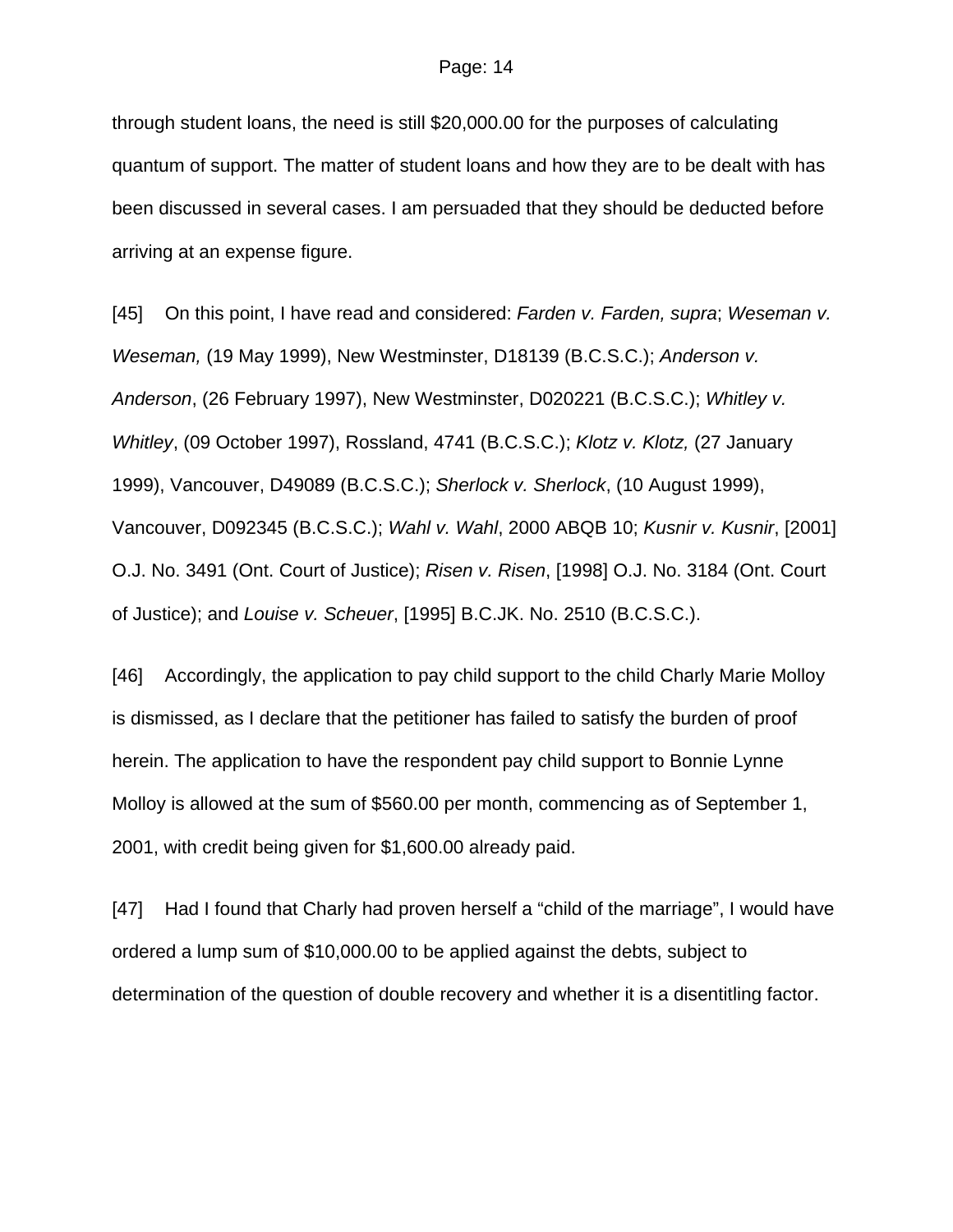through student loans, the need is still $20,000.00 for the purposes of calculating quantum of support. The matter of student loans and how they are to be dealt with has been discussed in several cases. I am persuaded that they should be deducted before arriving at an expense figure.

[45] On this point, I have read and considered: *Farden v. Farden, supra*; *Weseman v. Weseman,* (19 May 1999), New Westminster, D18139 (B.C.S.C.); *Anderson v. Anderson*, (26 February 1997), New Westminster, D020221 (B.C.S.C.); *Whitley v. Whitley*, (09 October 1997), Rossland, 4741 (B.C.S.C.); *Klotz v. Klotz,* (27 January 1999), Vancouver, D49089 (B.C.S.C.); *Sherlock v. Sherlock*, (10 August 1999), Vancouver, D092345 (B.C.S.C.); *Wahl v. Wahl*, 2000 ABQB 10; *Kusnir v. Kusnir*, [2001] O.J. No. 3491 (Ont. Court of Justice); *Risen v. Risen*, [1998] O.J. No. 3184 (Ont. Court of Justice); and *Louise v. Scheuer*, [1995] B.C.JK. No. 2510 (B.C.S.C.).

[46] Accordingly, the application to pay child support to the child Charly Marie Molloy is dismissed, as I declare that the petitioner has failed to satisfy the burden of proof herein. The application to have the respondent pay child support to Bonnie Lynne Molloy is allowed at the sum of $560.00 per month, commencing as of September 1, 2001, with credit being given for $1,600.00 already paid.

[47] Had I found that Charly had proven herself a "child of the marriage", I would have ordered a lump sum of $10,000.00 to be applied against the debts, subject to determination of the question of double recovery and whether it is a disentitling factor.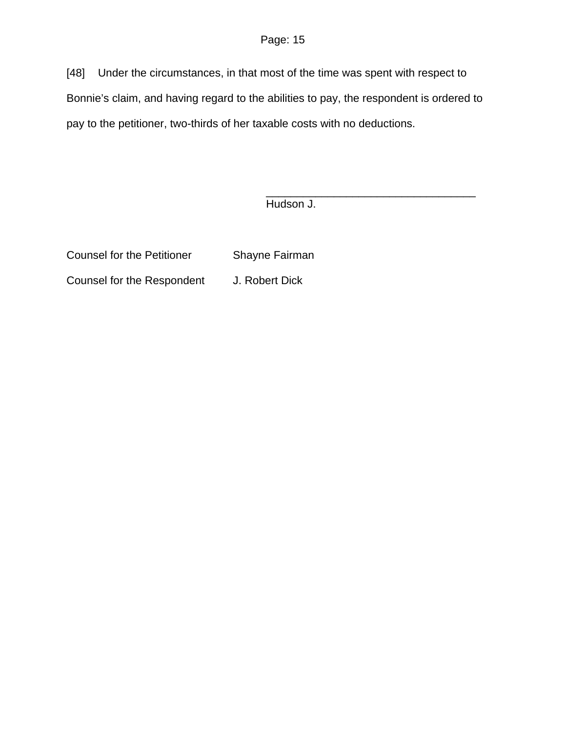[48] Under the circumstances, in that most of the time was spent with respect to Bonnie's claim, and having regard to the abilities to pay, the respondent is ordered to pay to the petitioner, two-thirds of her taxable costs with no deductions.

___________________________________
Hudson J.

| | |
|---|---|
| Counsel for the Petitioner | Shayne Fairman |
| Counsel for the Respondent | J. Robert Dick |